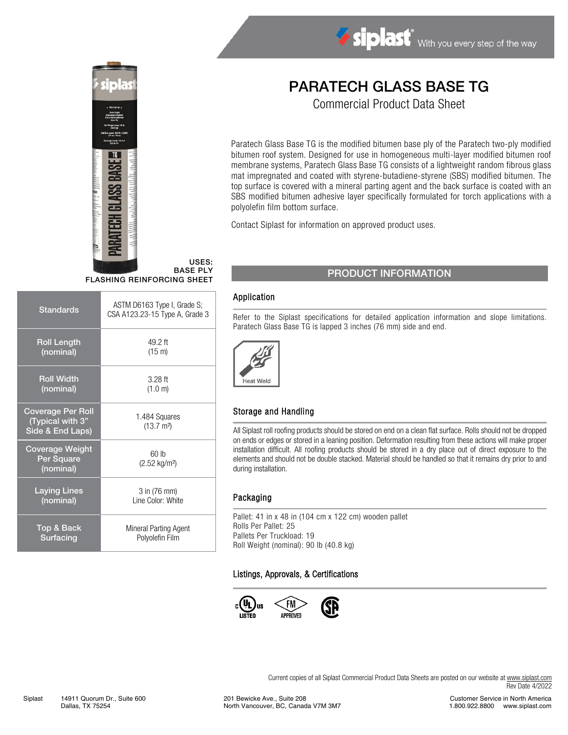siplast® With you every step of the way

# PARATECH GLASS BASE TG

Commercial Product Data Sheet

Paratech Glass Base TG is the modified bitumen base ply of the Paratech two-ply modified bitumen roof system. Designed for use in homogeneous multi-layer modified bitumen roof membrane systems, Paratech Glass Base TG consists of a lightweight random fibrous glass mat impregnated and coated with styrene-butadiene-styrene (SBS) modified bitumen. The top surface is covered with a mineral parting agent and the back surface is coated with an SBS modified bitumen adhesive layer specifically formulated for torch applications with a polyolefin film bottom surface.

Contact Siplast for information on approved product uses.

**USES:**
**BASE PLY**
**FLASHING REINFORCING SHEET**

| Standards | ASTM D6163 Type I, Grade S; CSA A123.23-15 Type A, Grade 3 |
|---|---|
| Roll Length (nominal) | 49.2 ft (15 m) |
| Roll Width (nominal) | 3.28 ft (1.0 m) |
| Coverage Per Roll (Typical with 3" Side & End Laps) | 1.484 Squares (13.7 m²) |
| Coverage Weight Per Square (nominal) | 60 lb (2.52 kg/m²) |
| Laying Lines (nominal) | 3 in (76 mm) Line Color: White |
| Top & Back Surfacing | Mineral Parting Agent Polyolefin Film |

## PRODUCT INFORMATION

### Application

Refer to the Siplast specifications for detailed application information and slope limitations. Paratech Glass Base TG is lapped 3 inches (76 mm) side and end.

Heat Weld

### Storage and Handling

All Siplast roll roofing products should be stored on end on a clean flat surface. Rolls should not be dropped on ends or edges or stored in a leaning position. Deformation resulting from these actions will make proper installation difficult. All roofing products should be stored in a dry place out of direct exposure to the elements and should not be double stacked. Material should be handled so that it remains dry prior to and during installation.

### Packaging

Pallet: 41 in x 48 in (104 cm x 122 cm) wooden pallet
Rolls Per Pallet: 25
Pallets Per Truckload: 19
Roll Weight (nominal): 90 lb (40.8 kg)

### Listings, Approvals, & Certifications

c UL us LISTED · FM APPROVED · CSA

Current copies of all Siplast Commercial Product Data Sheets are posted on our website at www.siplast.com
Rev Date 4/2022

Siplast 14911 Quorum Dr., Suite 600, Dallas, TX 75254 | 201 Bewicke Ave., Suite 208, North Vancouver, BC, Canada V7M 3M7 | Customer Service in North America 1.800.922.8800 www.siplast.com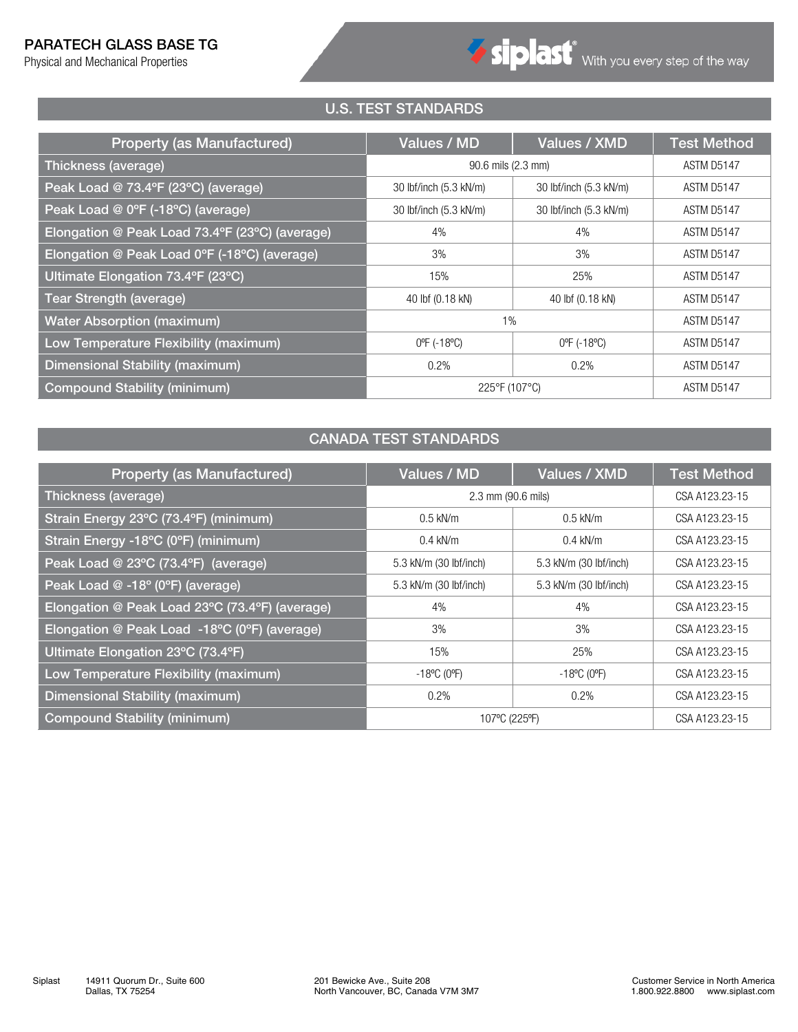# PARATECH GLASS BASE TG

Physical and Mechanical Properties

## U.S. TEST STANDARDS

| Property (as Manufactured) | Values / MD | Values / XMD | Test Method |
|---|---|---|---|
| Thickness (average) | 90.6 mils (2.3 mm) | | ASTM D5147 |
| Peak Load @ 73.4°F (23°C) (average) | 30 lbf/inch (5.3 kN/m) | 30 lbf/inch (5.3 kN/m) | ASTM D5147 |
| Peak Load @ 0°F (-18°C) (average) | 30 lbf/inch (5.3 kN/m) | 30 lbf/inch (5.3 kN/m) | ASTM D5147 |
| Elongation @ Peak Load 73.4°F (23°C) (average) | 4% | 4% | ASTM D5147 |
| Elongation @ Peak Load 0°F (-18°C) (average) | 3% | 3% | ASTM D5147 |
| Ultimate Elongation 73.4°F (23°C) | 15% | 25% | ASTM D5147 |
| Tear Strength (average) | 40 lbf (0.18 kN) | 40 lbf (0.18 kN) | ASTM D5147 |
| Water Absorption (maximum) | 1% | | ASTM D5147 |
| Low Temperature Flexibility (maximum) | 0ºF (-18ºC) | 0ºF (-18ºC) | ASTM D5147 |
| Dimensional Stability (maximum) | 0.2% | 0.2% | ASTM D5147 |
| Compound Stability (minimum) | 225°F (107°C) | | ASTM D5147 |

## CANADA TEST STANDARDS

| Property (as Manufactured) | Values / MD | Values / XMD | Test Method |
|---|---|---|---|
| Thickness (average) | 2.3 mm (90.6 mils) | | CSA A123.23-15 |
| Strain Energy 23ºC (73.4ºF) (minimum) | 0.5 kN/m | 0.5 kN/m | CSA A123.23-15 |
| Strain Energy -18ºC (0ºF) (minimum) | 0.4 kN/m | 0.4 kN/m | CSA A123.23-15 |
| Peak Load @ 23ºC (73.4ºF) (average) | 5.3 kN/m (30 lbf/inch) | 5.3 kN/m (30 lbf/inch) | CSA A123.23-15 |
| Peak Load @ -18º (0ºF) (average) | 5.3 kN/m (30 lbf/inch) | 5.3 kN/m (30 lbf/inch) | CSA A123.23-15 |
| Elongation @ Peak Load 23ºC (73.4ºF) (average) | 4% | 4% | CSA A123.23-15 |
| Elongation @ Peak Load -18ºC (0ºF) (average) | 3% | 3% | CSA A123.23-15 |
| Ultimate Elongation 23ºC (73.4ºF) | 15% | 25% | CSA A123.23-15 |
| Low Temperature Flexibility (maximum) | -18ºC (0ºF) | -18ºC (0ºF) | CSA A123.23-15 |
| Dimensional Stability (maximum) | 0.2% | 0.2% | CSA A123.23-15 |
| Compound Stability (minimum) | 107ºC (225ºF) | | CSA A123.23-15 |

Siplast 14911 Quorum Dr., Suite 600
Dallas, TX 75254

201 Bewicke Ave., Suite 208
North Vancouver, BC, Canada V7M 3M7

Customer Service in North America
1.800.922.8800 www.siplast.com